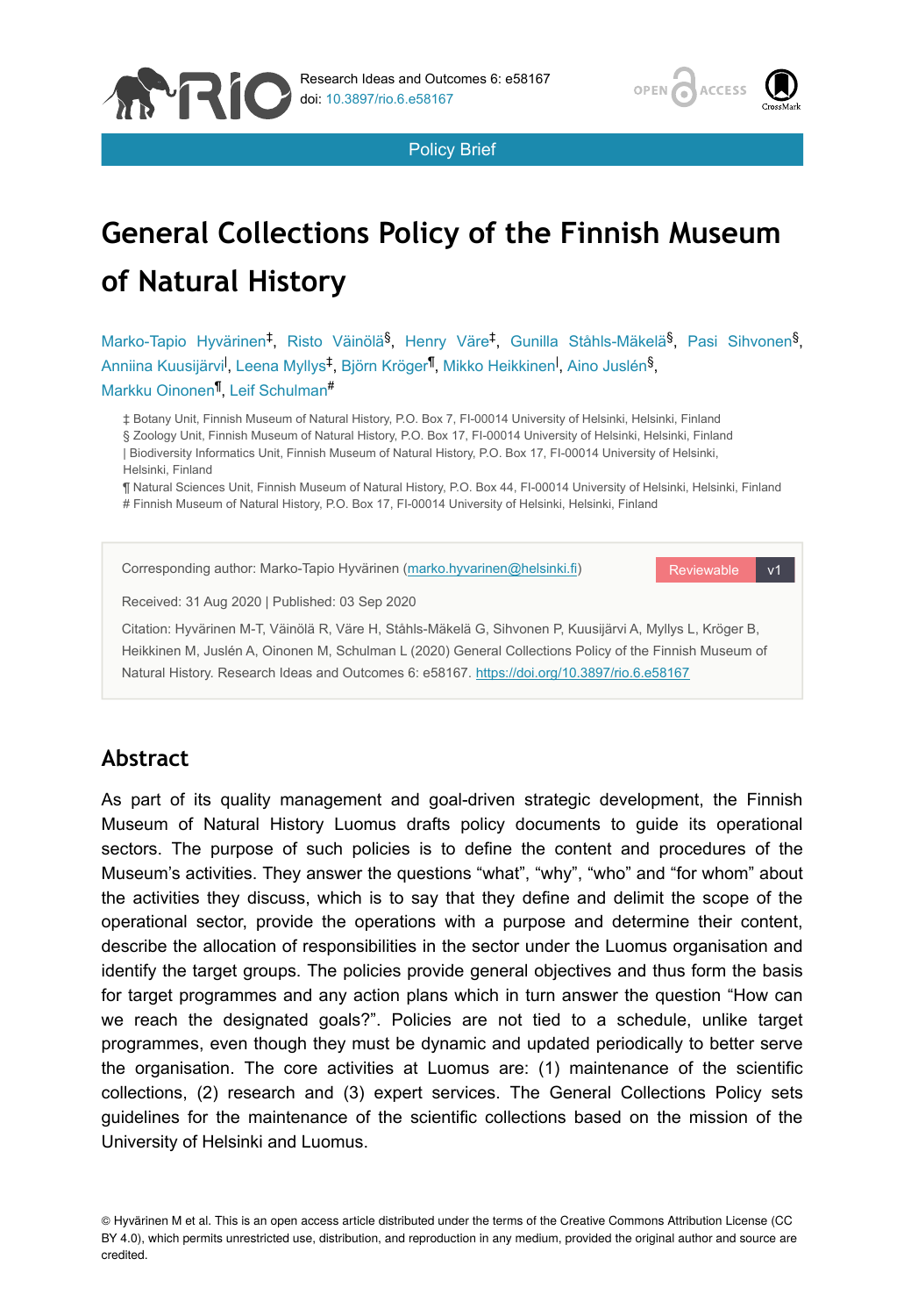Policy Brief

# General Collections Policy of the Finnish Museum of Natural History

Marko-Tapio Hyvärinen[‡], Risto Väinölä[§], Henry Väre[‡], Gunilla Ståhls-Mäkelä[§], Pasi Sihvonen[§], Anniina Kuusijärvi[|], Leena Myllys[‡], Björn Kröger[¶], Mikko Heikkinen[|], Aino Juslén[§], Markku Oinonen[¶], Leif Schulman[#]

‡ Botany Unit, Finnish Museum of Natural History, P.O. Box 7, FI-00014 University of Helsinki, Helsinki, Finland
§ Zoology Unit, Finnish Museum of Natural History, P.O. Box 17, FI-00014 University of Helsinki, Helsinki, Finland
| Biodiversity Informatics Unit, Finnish Museum of Natural History, P.O. Box 17, FI-00014 University of Helsinki, Helsinki, Finland
¶ Natural Sciences Unit, Finnish Museum of Natural History, P.O. Box 44, FI-00014 University of Helsinki, Helsinki, Finland
# Finnish Museum of Natural History, P.O. Box 17, FI-00014 University of Helsinki, Helsinki, Finland

Corresponding author: Marko-Tapio Hyvärinen (marko.hyvarinen@helsinki.fi)

Reviewable v1

Received: 31 Aug 2020 | Published: 03 Sep 2020

Citation: Hyvärinen M-T, Väinölä R, Väre H, Ståhls-Mäkelä G, Sihvonen P, Kuusijärvi A, Myllys L, Kröger B, Heikkinen M, Juslén A, Oinonen M, Schulman L (2020) General Collections Policy of the Finnish Museum of Natural History. Research Ideas and Outcomes 6: e58167. https://doi.org/10.3897/rio.6.e58167

## Abstract

As part of its quality management and goal-driven strategic development, the Finnish Museum of Natural History Luomus drafts policy documents to guide its operational sectors. The purpose of such policies is to define the content and procedures of the Museum's activities. They answer the questions "what", "why", "who" and "for whom" about the activities they discuss, which is to say that they define and delimit the scope of the operational sector, provide the operations with a purpose and determine their content, describe the allocation of responsibilities in the sector under the Luomus organisation and identify the target groups. The policies provide general objectives and thus form the basis for target programmes and any action plans which in turn answer the question "How can we reach the designated goals?". Policies are not tied to a schedule, unlike target programmes, even though they must be dynamic and updated periodically to better serve the organisation. The core activities at Luomus are: (1) maintenance of the scientific collections, (2) research and (3) expert services. The General Collections Policy sets guidelines for the maintenance of the scientific collections based on the mission of the University of Helsinki and Luomus.

© Hyvärinen M et al. This is an open access article distributed under the terms of the Creative Commons Attribution License (CC BY 4.0), which permits unrestricted use, distribution, and reproduction in any medium, provided the original author and source are credited.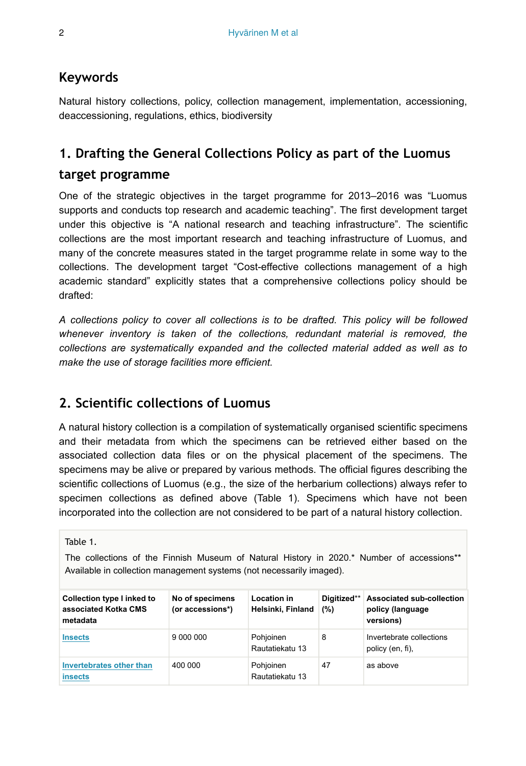## Keywords

Natural history collections, policy, collection management, implementation, accessioning, deaccessioning, regulations, ethics, biodiversity

## 1. Drafting the General Collections Policy as part of the Luomus target programme

One of the strategic objectives in the target programme for 2013–2016 was "Luomus supports and conducts top research and academic teaching". The first development target under this objective is "A national research and teaching infrastructure". The scientific collections are the most important research and teaching infrastructure of Luomus, and many of the concrete measures stated in the target programme relate in some way to the collections. The development target "Cost-effective collections management of a high academic standard" explicitly states that a comprehensive collections policy should be drafted:

*A collections policy to cover all collections is to be drafted. This policy will be followed whenever inventory is taken of the collections, redundant material is removed, the collections are systematically expanded and the collected material added as well as to make the use of storage facilities more efficient.*

## 2. Scientific collections of Luomus

A natural history collection is a compilation of systematically organised scientific specimens and their metadata from which the specimens can be retrieved either based on the associated collection data files or on the physical placement of the specimens. The specimens may be alive or prepared by various methods. The official figures describing the scientific collections of Luomus (e.g., the size of the herbarium collections) always refer to specimen collections as defined above (Table 1). Specimens which have not been incorporated into the collection are not considered to be part of a natural history collection.

Table 1.

The collections of the Finnish Museum of Natural History in 2020.* Number of accessions** Available in collection management systems (not necessarily imaged).

| Collection type l inked to associated Kotka CMS metadata | No of specimens (or accessions*) | Location in Helsinki, Finland | Digitized** (%) | Associated sub-collection policy (language versions) |
|---|---|---|---|---|
| Insects | 9 000 000 | Pohjoinen Rautatiekatu 13 | 8 | Invertebrate collections policy (en, fi), |
| Invertebrates other than insects | 400 000 | Pohjoinen Rautatiekatu 13 | 47 | as above |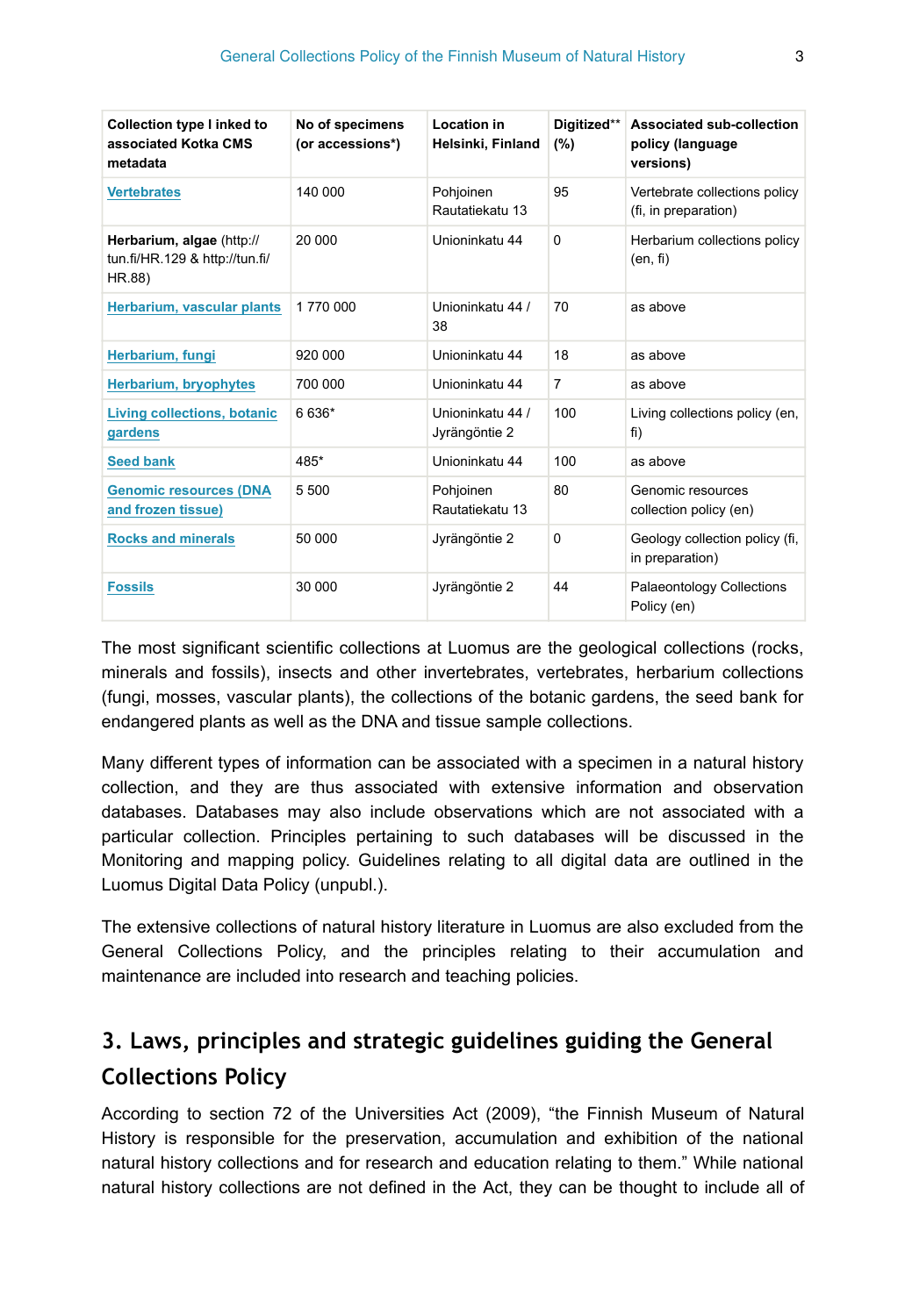| Collection type l inked to associated Kotka CMS metadata | No of specimens (or accessions*) | Location in Helsinki, Finland | Digitized** (%) | Associated sub-collection policy (language versions) |
|---|---|---|---|---|
| Vertebrates | 140 000 | Pohjoinen Rautatiekatu 13 | 95 | Vertebrate collections policy (fi, in preparation) |
| **Herbarium, algae** (http://tun.fi/HR.129 & http://tun.fi/HR.88) | 20 000 | Unioninkatu 44 | 0 | Herbarium collections policy (en, fi) |
| Herbarium, vascular plants | 1 770 000 | Unioninkatu 44 / 38 | 70 | as above |
| Herbarium, fungi | 920 000 | Unioninkatu 44 | 18 | as above |
| Herbarium, bryophytes | 700 000 | Unioninkatu 44 | 7 | as above |
| Living collections, botanic gardens | 6 636* | Unioninkatu 44 / Jyrängöntie 2 | 100 | Living collections policy (en, fi) |
| Seed bank | 485* | Unioninkatu 44 | 100 | as above |
| Genomic resources (DNA and frozen tissue) | 5 500 | Pohjoinen Rautatiekatu 13 | 80 | Genomic resources collection policy (en) |
| Rocks and minerals | 50 000 | Jyrängöntie 2 | 0 | Geology collection policy (fi, in preparation) |
| Fossils | 30 000 | Jyrängöntie 2 | 44 | Palaeontology Collections Policy (en) |

The most significant scientific collections at Luomus are the geological collections (rocks, minerals and fossils), insects and other invertebrates, vertebrates, herbarium collections (fungi, mosses, vascular plants), the collections of the botanic gardens, the seed bank for endangered plants as well as the DNA and tissue sample collections.

Many different types of information can be associated with a specimen in a natural history collection, and they are thus associated with extensive information and observation databases. Databases may also include observations which are not associated with a particular collection. Principles pertaining to such databases will be discussed in the Monitoring and mapping policy. Guidelines relating to all digital data are outlined in the Luomus Digital Data Policy (unpubl.).

The extensive collections of natural history literature in Luomus are also excluded from the General Collections Policy, and the principles relating to their accumulation and maintenance are included into research and teaching policies.

## 3. Laws, principles and strategic guidelines guiding the General Collections Policy

According to section 72 of the Universities Act (2009), "the Finnish Museum of Natural History is responsible for the preservation, accumulation and exhibition of the national natural history collections and for research and education relating to them." While national natural history collections are not defined in the Act, they can be thought to include all of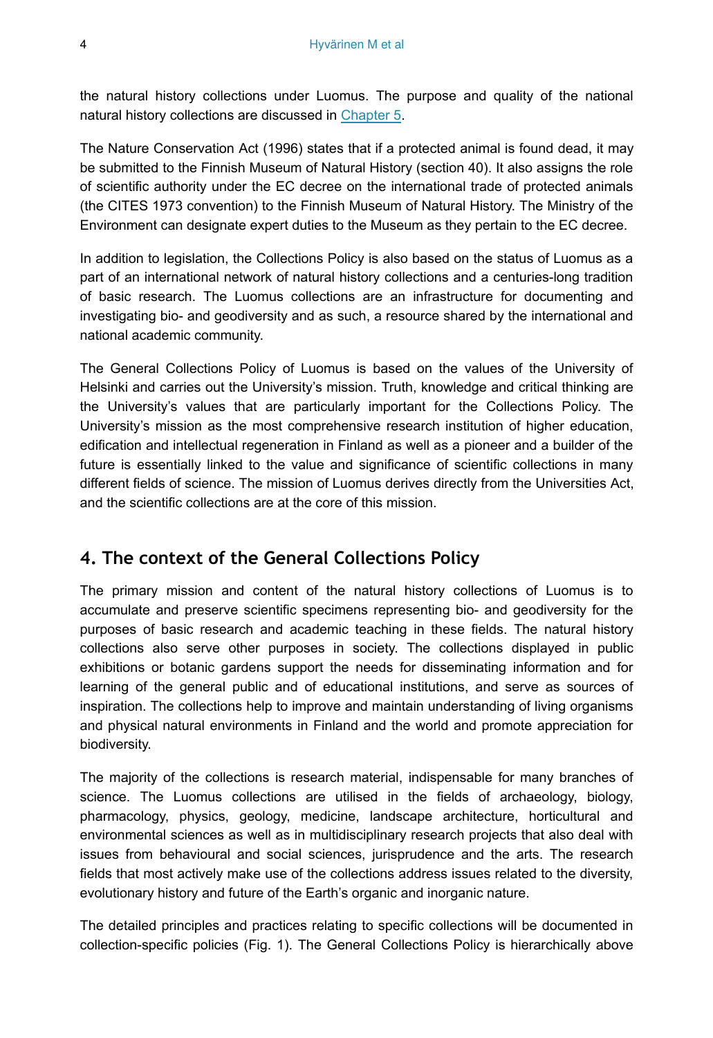the natural history collections under Luomus. The purpose and quality of the national natural history collections are discussed in Chapter 5.

The Nature Conservation Act (1996) states that if a protected animal is found dead, it may be submitted to the Finnish Museum of Natural History (section 40). It also assigns the role of scientific authority under the EC decree on the international trade of protected animals (the CITES 1973 convention) to the Finnish Museum of Natural History. The Ministry of the Environment can designate expert duties to the Museum as they pertain to the EC decree.

In addition to legislation, the Collections Policy is also based on the status of Luomus as a part of an international network of natural history collections and a centuries-long tradition of basic research. The Luomus collections are an infrastructure for documenting and investigating bio- and geodiversity and as such, a resource shared by the international and national academic community.

The General Collections Policy of Luomus is based on the values of the University of Helsinki and carries out the University's mission. Truth, knowledge and critical thinking are the University's values that are particularly important for the Collections Policy. The University's mission as the most comprehensive research institution of higher education, edification and intellectual regeneration in Finland as well as a pioneer and a builder of the future is essentially linked to the value and significance of scientific collections in many different fields of science. The mission of Luomus derives directly from the Universities Act, and the scientific collections are at the core of this mission.

## 4. The context of the General Collections Policy

The primary mission and content of the natural history collections of Luomus is to accumulate and preserve scientific specimens representing bio- and geodiversity for the purposes of basic research and academic teaching in these fields. The natural history collections also serve other purposes in society. The collections displayed in public exhibitions or botanic gardens support the needs for disseminating information and for learning of the general public and of educational institutions, and serve as sources of inspiration. The collections help to improve and maintain understanding of living organisms and physical natural environments in Finland and the world and promote appreciation for biodiversity.

The majority of the collections is research material, indispensable for many branches of science. The Luomus collections are utilised in the fields of archaeology, biology, pharmacology, physics, geology, medicine, landscape architecture, horticultural and environmental sciences as well as in multidisciplinary research projects that also deal with issues from behavioural and social sciences, jurisprudence and the arts. The research fields that most actively make use of the collections address issues related to the diversity, evolutionary history and future of the Earth's organic and inorganic nature.

The detailed principles and practices relating to specific collections will be documented in collection-specific policies (Fig. 1). The General Collections Policy is hierarchically above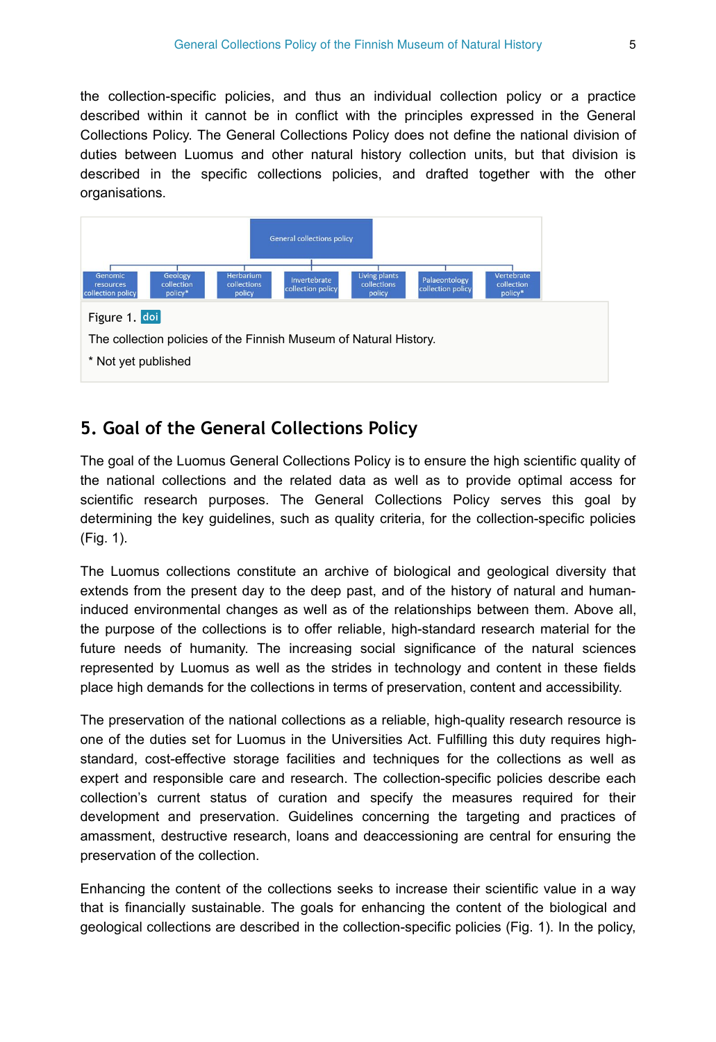the collection-specific policies, and thus an individual collection policy or a practice described within it cannot be in conflict with the principles expressed in the General Collections Policy. The General Collections Policy does not define the national division of duties between Luomus and other natural history collection units, but that division is described in the specific collections policies, and drafted together with the other organisations.

Figure 1. doi

The collection policies of the Finnish Museum of Natural History.

* Not yet published

## 5. Goal of the General Collections Policy

The goal of the Luomus General Collections Policy is to ensure the high scientific quality of the national collections and the related data as well as to provide optimal access for scientific research purposes. The General Collections Policy serves this goal by determining the key guidelines, such as quality criteria, for the collection-specific policies (Fig. 1).

The Luomus collections constitute an archive of biological and geological diversity that extends from the present day to the deep past, and of the history of natural and human-induced environmental changes as well as of the relationships between them. Above all, the purpose of the collections is to offer reliable, high-standard research material for the future needs of humanity. The increasing social significance of the natural sciences represented by Luomus as well as the strides in technology and content in these fields place high demands for the collections in terms of preservation, content and accessibility.

The preservation of the national collections as a reliable, high-quality research resource is one of the duties set for Luomus in the Universities Act. Fulfilling this duty requires high-standard, cost-effective storage facilities and techniques for the collections as well as expert and responsible care and research. The collection-specific policies describe each collection's current status of curation and specify the measures required for their development and preservation. Guidelines concerning the targeting and practices of amassment, destructive research, loans and deaccessioning are central for ensuring the preservation of the collection.

Enhancing the content of the collections seeks to increase their scientific value in a way that is financially sustainable. The goals for enhancing the content of the biological and geological collections are described in the collection-specific policies (Fig. 1). In the policy,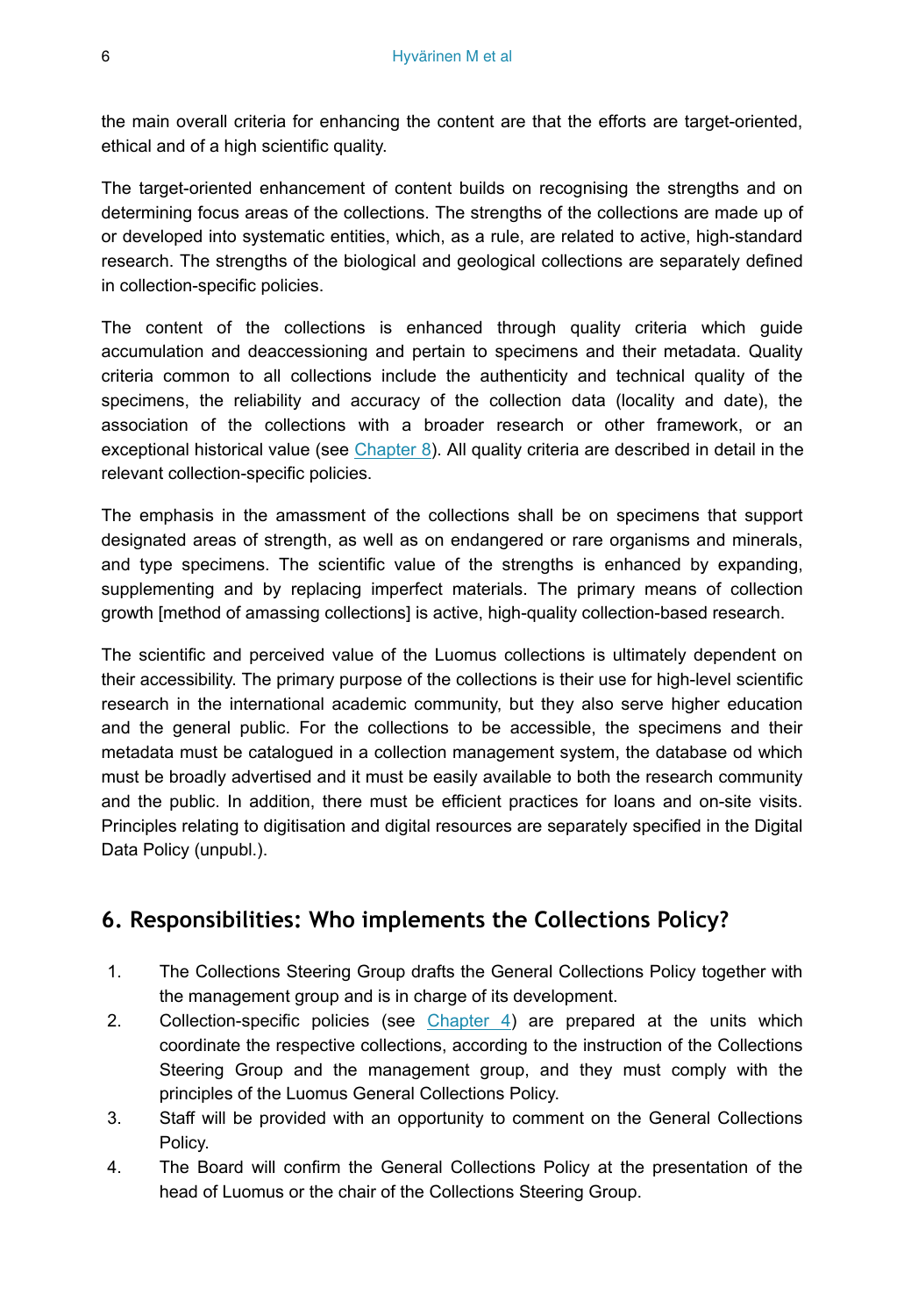the main overall criteria for enhancing the content are that the efforts are target-oriented, ethical and of a high scientific quality.

The target-oriented enhancement of content builds on recognising the strengths and on determining focus areas of the collections. The strengths of the collections are made up of or developed into systematic entities, which, as a rule, are related to active, high-standard research. The strengths of the biological and geological collections are separately defined in collection-specific policies.

The content of the collections is enhanced through quality criteria which guide accumulation and deaccessioning and pertain to specimens and their metadata. Quality criteria common to all collections include the authenticity and technical quality of the specimens, the reliability and accuracy of the collection data (locality and date), the association of the collections with a broader research or other framework, or an exceptional historical value (see Chapter 8). All quality criteria are described in detail in the relevant collection-specific policies.

The emphasis in the amassment of the collections shall be on specimens that support designated areas of strength, as well as on endangered or rare organisms and minerals, and type specimens. The scientific value of the strengths is enhanced by expanding, supplementing and by replacing imperfect materials. The primary means of collection growth [method of amassing collections] is active, high-quality collection-based research.

The scientific and perceived value of the Luomus collections is ultimately dependent on their accessibility. The primary purpose of the collections is their use for high-level scientific research in the international academic community, but they also serve higher education and the general public. For the collections to be accessible, the specimens and their metadata must be catalogued in a collection management system, the database od which must be broadly advertised and it must be easily available to both the research community and the public. In addition, there must be efficient practices for loans and on-site visits. Principles relating to digitisation and digital resources are separately specified in the Digital Data Policy (unpubl.).

## 6. Responsibilities: Who implements the Collections Policy?

1. The Collections Steering Group drafts the General Collections Policy together with the management group and is in charge of its development.
2. Collection-specific policies (see Chapter 4) are prepared at the units which coordinate the respective collections, according to the instruction of the Collections Steering Group and the management group, and they must comply with the principles of the Luomus General Collections Policy.
3. Staff will be provided with an opportunity to comment on the General Collections Policy.
4. The Board will confirm the General Collections Policy at the presentation of the head of Luomus or the chair of the Collections Steering Group.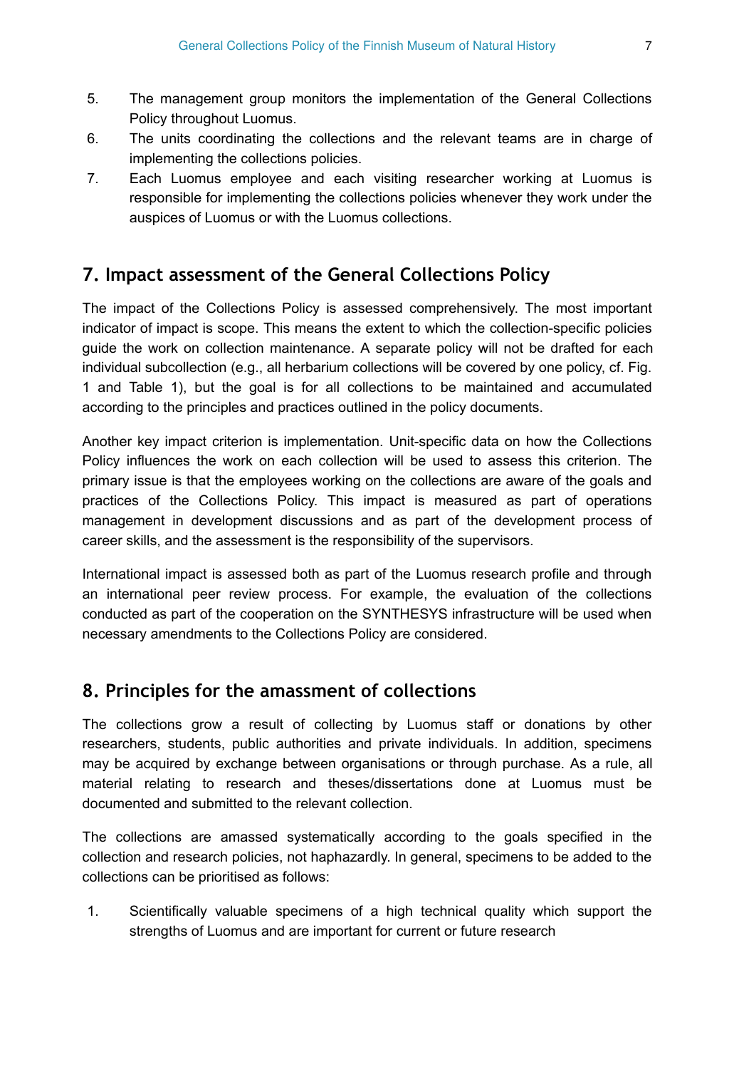5. The management group monitors the implementation of the General Collections Policy throughout Luomus.
6. The units coordinating the collections and the relevant teams are in charge of implementing the collections policies.
7. Each Luomus employee and each visiting researcher working at Luomus is responsible for implementing the collections policies whenever they work under the auspices of Luomus or with the Luomus collections.

## 7. Impact assessment of the General Collections Policy

The impact of the Collections Policy is assessed comprehensively. The most important indicator of impact is scope. This means the extent to which the collection-specific policies guide the work on collection maintenance. A separate policy will not be drafted for each individual subcollection (e.g., all herbarium collections will be covered by one policy, cf. Fig. 1 and Table 1), but the goal is for all collections to be maintained and accumulated according to the principles and practices outlined in the policy documents.

Another key impact criterion is implementation. Unit-specific data on how the Collections Policy influences the work on each collection will be used to assess this criterion. The primary issue is that the employees working on the collections are aware of the goals and practices of the Collections Policy. This impact is measured as part of operations management in development discussions and as part of the development process of career skills, and the assessment is the responsibility of the supervisors.

International impact is assessed both as part of the Luomus research profile and through an international peer review process. For example, the evaluation of the collections conducted as part of the cooperation on the SYNTHESYS infrastructure will be used when necessary amendments to the Collections Policy are considered.

## 8. Principles for the amassment of collections

The collections grow a result of collecting by Luomus staff or donations by other researchers, students, public authorities and private individuals. In addition, specimens may be acquired by exchange between organisations or through purchase. As a rule, all material relating to research and theses/dissertations done at Luomus must be documented and submitted to the relevant collection.

The collections are amassed systematically according to the goals specified in the collection and research policies, not haphazardly. In general, specimens to be added to the collections can be prioritised as follows:

1. Scientifically valuable specimens of a high technical quality which support the strengths of Luomus and are important for current or future research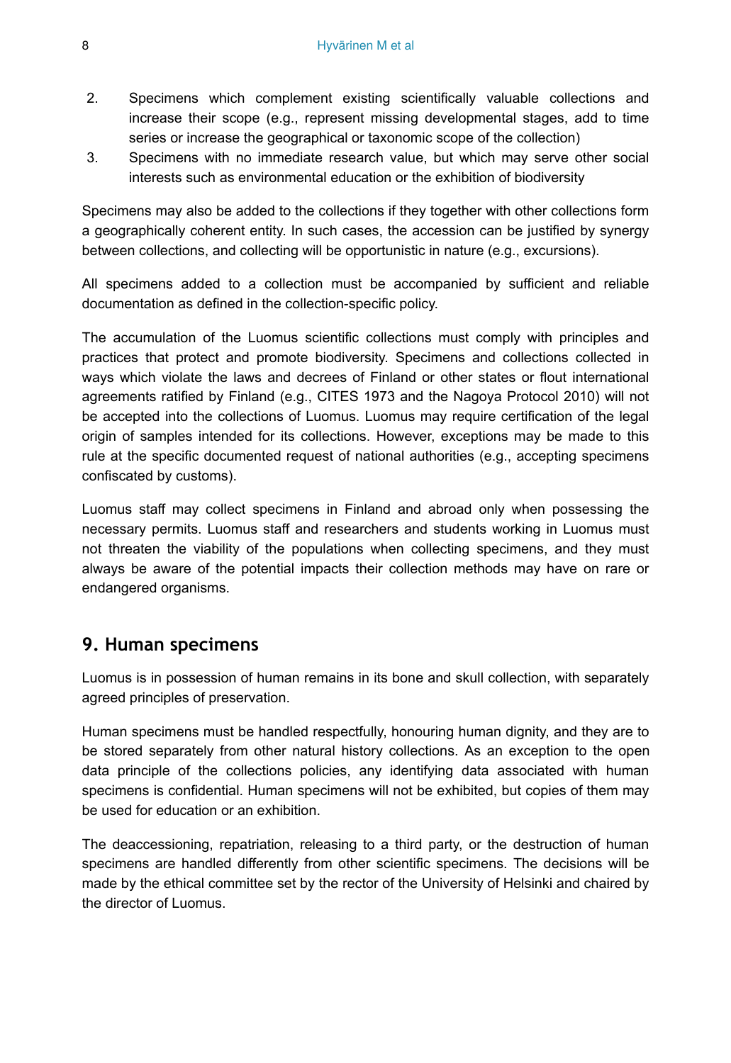2. Specimens which complement existing scientifically valuable collections and increase their scope (e.g., represent missing developmental stages, add to time series or increase the geographical or taxonomic scope of the collection)
3. Specimens with no immediate research value, but which may serve other social interests such as environmental education or the exhibition of biodiversity

Specimens may also be added to the collections if they together with other collections form a geographically coherent entity. In such cases, the accession can be justified by synergy between collections, and collecting will be opportunistic in nature (e.g., excursions).

All specimens added to a collection must be accompanied by sufficient and reliable documentation as defined in the collection-specific policy.

The accumulation of the Luomus scientific collections must comply with principles and practices that protect and promote biodiversity. Specimens and collections collected in ways which violate the laws and decrees of Finland or other states or flout international agreements ratified by Finland (e.g., CITES 1973 and the Nagoya Protocol 2010) will not be accepted into the collections of Luomus. Luomus may require certification of the legal origin of samples intended for its collections. However, exceptions may be made to this rule at the specific documented request of national authorities (e.g., accepting specimens confiscated by customs).

Luomus staff may collect specimens in Finland and abroad only when possessing the necessary permits. Luomus staff and researchers and students working in Luomus must not threaten the viability of the populations when collecting specimens, and they must always be aware of the potential impacts their collection methods may have on rare or endangered organisms.

## 9. Human specimens

Luomus is in possession of human remains in its bone and skull collection, with separately agreed principles of preservation.

Human specimens must be handled respectfully, honouring human dignity, and they are to be stored separately from other natural history collections. As an exception to the open data principle of the collections policies, any identifying data associated with human specimens is confidential. Human specimens will not be exhibited, but copies of them may be used for education or an exhibition.

The deaccessioning, repatriation, releasing to a third party, or the destruction of human specimens are handled differently from other scientific specimens. The decisions will be made by the ethical committee set by the rector of the University of Helsinki and chaired by the director of Luomus.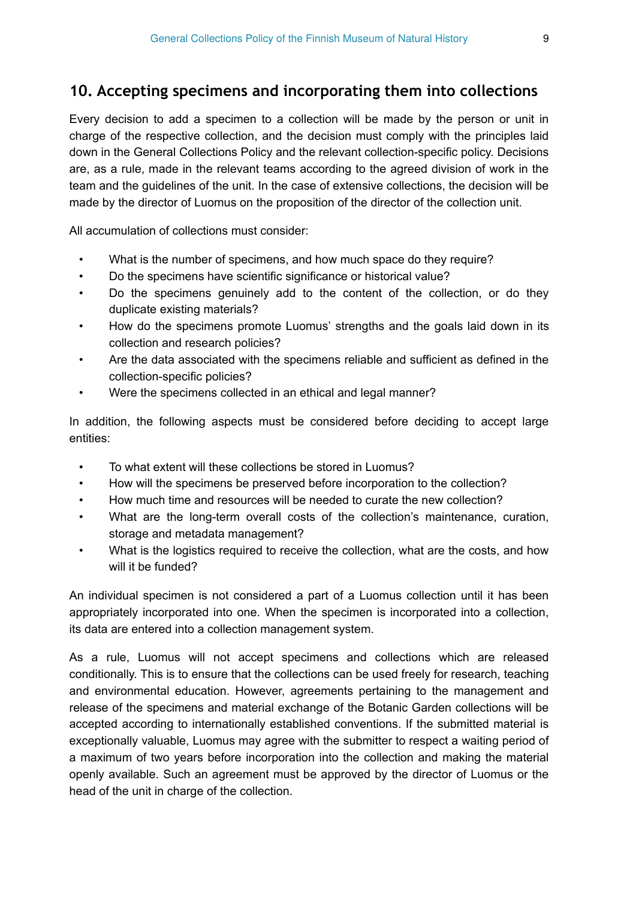## 10. Accepting specimens and incorporating them into collections

Every decision to add a specimen to a collection will be made by the person or unit in charge of the respective collection, and the decision must comply with the principles laid down in the General Collections Policy and the relevant collection-specific policy. Decisions are, as a rule, made in the relevant teams according to the agreed division of work in the team and the guidelines of the unit. In the case of extensive collections, the decision will be made by the director of Luomus on the proposition of the director of the collection unit.

All accumulation of collections must consider:

- What is the number of specimens, and how much space do they require?
- Do the specimens have scientific significance or historical value?
- Do the specimens genuinely add to the content of the collection, or do they duplicate existing materials?
- How do the specimens promote Luomus' strengths and the goals laid down in its collection and research policies?
- Are the data associated with the specimens reliable and sufficient as defined in the collection-specific policies?
- Were the specimens collected in an ethical and legal manner?

In addition, the following aspects must be considered before deciding to accept large entities:

- To what extent will these collections be stored in Luomus?
- How will the specimens be preserved before incorporation to the collection?
- How much time and resources will be needed to curate the new collection?
- What are the long-term overall costs of the collection's maintenance, curation, storage and metadata management?
- What is the logistics required to receive the collection, what are the costs, and how will it be funded?

An individual specimen is not considered a part of a Luomus collection until it has been appropriately incorporated into one. When the specimen is incorporated into a collection, its data are entered into a collection management system.

As a rule, Luomus will not accept specimens and collections which are released conditionally. This is to ensure that the collections can be used freely for research, teaching and environmental education. However, agreements pertaining to the management and release of the specimens and material exchange of the Botanic Garden collections will be accepted according to internationally established conventions. If the submitted material is exceptionally valuable, Luomus may agree with the submitter to respect a waiting period of a maximum of two years before incorporation into the collection and making the material openly available. Such an agreement must be approved by the director of Luomus or the head of the unit in charge of the collection.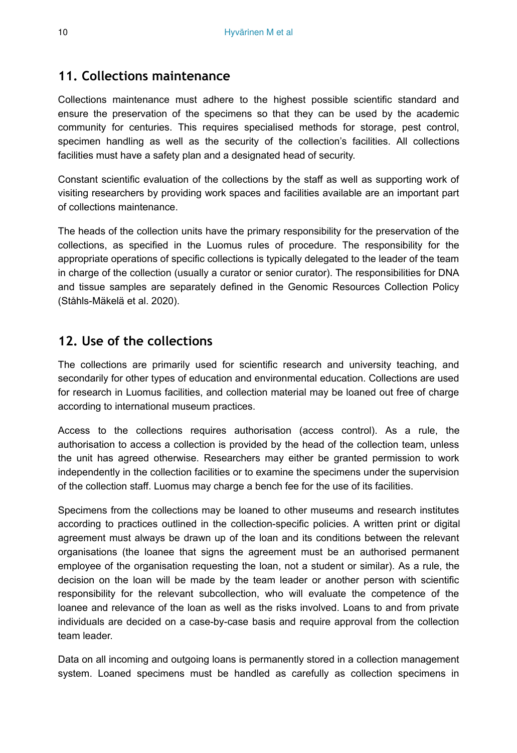## 11. Collections maintenance

Collections maintenance must adhere to the highest possible scientific standard and ensure the preservation of the specimens so that they can be used by the academic community for centuries. This requires specialised methods for storage, pest control, specimen handling as well as the security of the collection's facilities. All collections facilities must have a safety plan and a designated head of security.

Constant scientific evaluation of the collections by the staff as well as supporting work of visiting researchers by providing work spaces and facilities available are an important part of collections maintenance.

The heads of the collection units have the primary responsibility for the preservation of the collections, as specified in the Luomus rules of procedure. The responsibility for the appropriate operations of specific collections is typically delegated to the leader of the team in charge of the collection (usually a curator or senior curator). The responsibilities for DNA and tissue samples are separately defined in the Genomic Resources Collection Policy (Ståhls-Mäkelä et al. 2020).

## 12. Use of the collections

The collections are primarily used for scientific research and university teaching, and secondarily for other types of education and environmental education. Collections are used for research in Luomus facilities, and collection material may be loaned out free of charge according to international museum practices.

Access to the collections requires authorisation (access control). As a rule, the authorisation to access a collection is provided by the head of the collection team, unless the unit has agreed otherwise. Researchers may either be granted permission to work independently in the collection facilities or to examine the specimens under the supervision of the collection staff. Luomus may charge a bench fee for the use of its facilities.

Specimens from the collections may be loaned to other museums and research institutes according to practices outlined in the collection-specific policies. A written print or digital agreement must always be drawn up of the loan and its conditions between the relevant organisations (the loanee that signs the agreement must be an authorised permanent employee of the organisation requesting the loan, not a student or similar). As a rule, the decision on the loan will be made by the team leader or another person with scientific responsibility for the relevant subcollection, who will evaluate the competence of the loanee and relevance of the loan as well as the risks involved. Loans to and from private individuals are decided on a case-by-case basis and require approval from the collection team leader.

Data on all incoming and outgoing loans is permanently stored in a collection management system. Loaned specimens must be handled as carefully as collection specimens in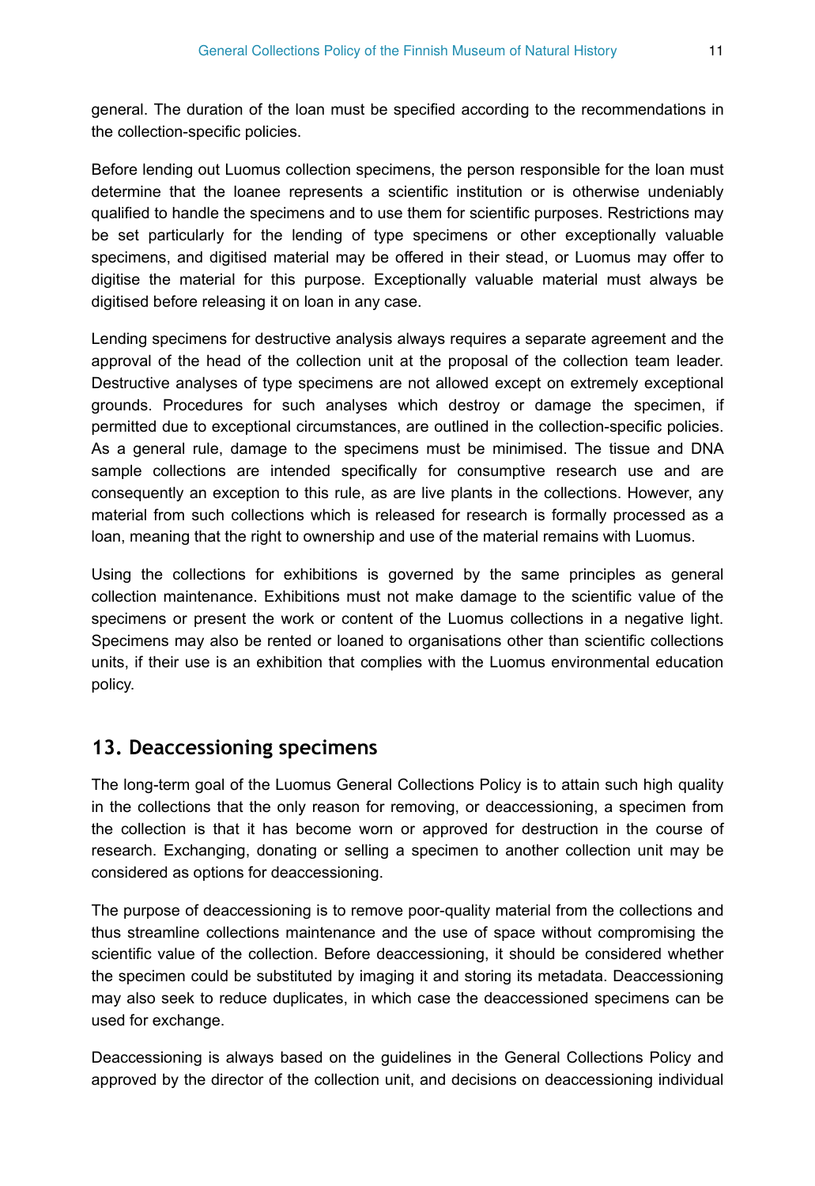general. The duration of the loan must be specified according to the recommendations in the collection-specific policies.

Before lending out Luomus collection specimens, the person responsible for the loan must determine that the loanee represents a scientific institution or is otherwise undeniably qualified to handle the specimens and to use them for scientific purposes. Restrictions may be set particularly for the lending of type specimens or other exceptionally valuable specimens, and digitised material may be offered in their stead, or Luomus may offer to digitise the material for this purpose. Exceptionally valuable material must always be digitised before releasing it on loan in any case.

Lending specimens for destructive analysis always requires a separate agreement and the approval of the head of the collection unit at the proposal of the collection team leader. Destructive analyses of type specimens are not allowed except on extremely exceptional grounds. Procedures for such analyses which destroy or damage the specimen, if permitted due to exceptional circumstances, are outlined in the collection-specific policies. As a general rule, damage to the specimens must be minimised. The tissue and DNA sample collections are intended specifically for consumptive research use and are consequently an exception to this rule, as are live plants in the collections. However, any material from such collections which is released for research is formally processed as a loan, meaning that the right to ownership and use of the material remains with Luomus.

Using the collections for exhibitions is governed by the same principles as general collection maintenance. Exhibitions must not make damage to the scientific value of the specimens or present the work or content of the Luomus collections in a negative light. Specimens may also be rented or loaned to organisations other than scientific collections units, if their use is an exhibition that complies with the Luomus environmental education policy.

## 13. Deaccessioning specimens

The long-term goal of the Luomus General Collections Policy is to attain such high quality in the collections that the only reason for removing, or deaccessioning, a specimen from the collection is that it has become worn or approved for destruction in the course of research. Exchanging, donating or selling a specimen to another collection unit may be considered as options for deaccessioning.

The purpose of deaccessioning is to remove poor-quality material from the collections and thus streamline collections maintenance and the use of space without compromising the scientific value of the collection. Before deaccessioning, it should be considered whether the specimen could be substituted by imaging it and storing its metadata. Deaccessioning may also seek to reduce duplicates, in which case the deaccessioned specimens can be used for exchange.

Deaccessioning is always based on the guidelines in the General Collections Policy and approved by the director of the collection unit, and decisions on deaccessioning individual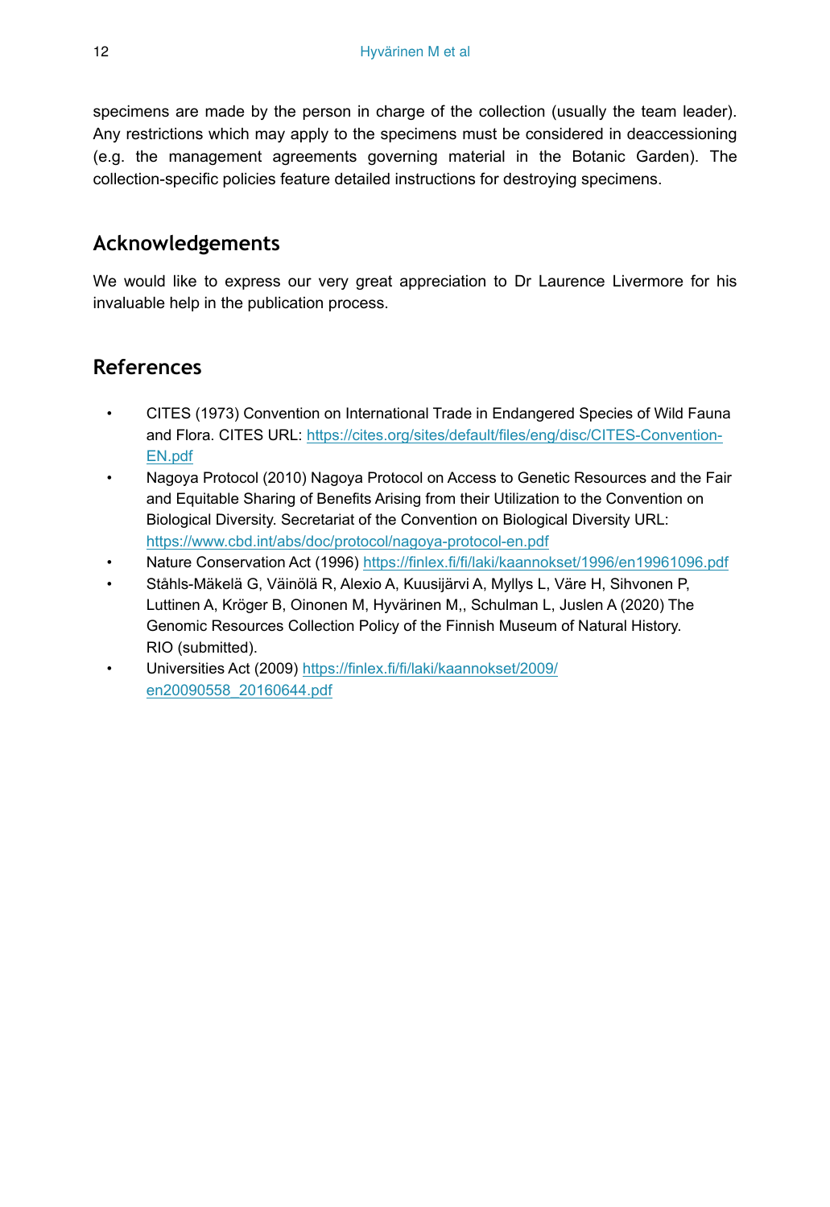specimens are made by the person in charge of the collection (usually the team leader). Any restrictions which may apply to the specimens must be considered in deaccessioning (e.g. the management agreements governing material in the Botanic Garden). The collection-specific policies feature detailed instructions for destroying specimens.

## Acknowledgements

We would like to express our very great appreciation to Dr Laurence Livermore for his invaluable help in the publication process.

## References

- CITES (1973) Convention on International Trade in Endangered Species of Wild Fauna and Flora. CITES URL: https://cites.org/sites/default/files/eng/disc/CITES-Convention-EN.pdf
- Nagoya Protocol (2010) Nagoya Protocol on Access to Genetic Resources and the Fair and Equitable Sharing of Benefits Arising from their Utilization to the Convention on Biological Diversity. Secretariat of the Convention on Biological Diversity URL: https://www.cbd.int/abs/doc/protocol/nagoya-protocol-en.pdf
- Nature Conservation Act (1996) https://finlex.fi/fi/laki/kaannokset/1996/en19961096.pdf
- Ståhls-Mäkelä G, Väinölä R, Alexio A, Kuusijärvi A, Myllys L, Väre H, Sihvonen P, Luttinen A, Kröger B, Oinonen M, Hyvärinen M,, Schulman L, Juslen A (2020) The Genomic Resources Collection Policy of the Finnish Museum of Natural History. RIO (submitted).
- Universities Act (2009) https://finlex.fi/fi/laki/kaannokset/2009/en20090558_20160644.pdf